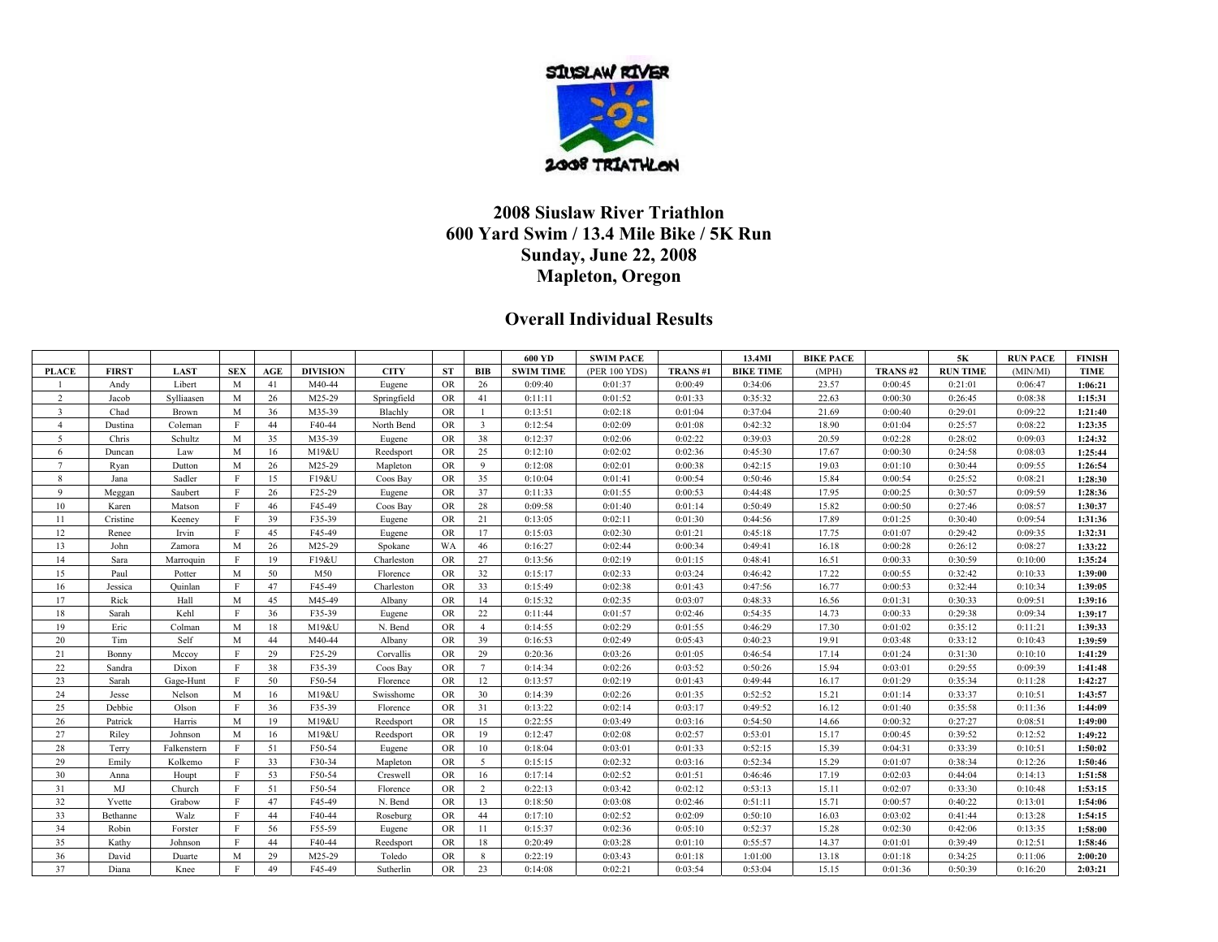# 2008 Siuslaw River Triathlon

## 600 Yard Swim / 13.4 Mile Bike / 5K Run

## Sunday, June 22, 2008

## Mapleton, Oregon

## Overall Individual Results

| | | | | | | | | | 600 YD | SWIM PACE | | 13.4MI | BIKE PACE | | 5K | RUN PACE | FINISH |
|---|---|---|---|---|---|---|---|---|---|---|---|---|---|---|---|---|---|
| PLACE | FIRST | LAST | SEX | AGE | DIVISION | CITY | ST | BIB | SWIM TIME | (PER 100 YDS) | TRANS #1 | BIKE TIME | (MPH) | TRANS #2 | RUN TIME | (MIN/MI) | TIME |
| 1 | Andy | Libert | M | 41 | M40-44 | Eugene | OR | 26 | 0:09:40 | 0:01:37 | 0:00:49 | 0:34:06 | 23.57 | 0:00:45 | 0:21:01 | 0:06:47 | **1:06:21** |
| 2 | Jacob | Sylliaasen | M | 26 | M25-29 | Springfield | OR | 41 | 0:11:11 | 0:01:52 | 0:01:33 | 0:35:32 | 22.63 | 0:00:30 | 0:26:45 | 0:08:38 | **1:15:31** |
| 3 | Chad | Brown | M | 36 | M35-39 | Blachly | OR | 1 | 0:13:51 | 0:02:18 | 0:01:04 | 0:37:04 | 21.69 | 0:00:40 | 0:29:01 | 0:09:22 | **1:21:40** |
| 4 | Dustina | Coleman | F | 44 | F40-44 | North Bend | OR | 3 | 0:12:54 | 0:02:09 | 0:01:08 | 0:42:32 | 18.90 | 0:01:04 | 0:25:57 | 0:08:22 | **1:23:35** |
| 5 | Chris | Schultz | M | 35 | M35-39 | Eugene | OR | 38 | 0:12:37 | 0:02:06 | 0:02:22 | 0:39:03 | 20.59 | 0:02:28 | 0:28:02 | 0:09:03 | **1:24:32** |
| 6 | Duncan | Law | M | 16 | M19&U | Reedsport | OR | 25 | 0:12:10 | 0:02:02 | 0:02:36 | 0:45:30 | 17.67 | 0:00:30 | 0:24:58 | 0:08:03 | **1:25:44** |
| 7 | Ryan | Dutton | M | 26 | M25-29 | Mapleton | OR | 9 | 0:12:08 | 0:02:01 | 0:00:38 | 0:42:15 | 19.03 | 0:01:10 | 0:30:44 | 0:09:55 | **1:26:54** |
| 8 | Jana | Sadler | F | 15 | F19&U | Coos Bay | OR | 35 | 0:10:04 | 0:01:41 | 0:00:54 | 0:50:46 | 15.84 | 0:00:54 | 0:25:52 | 0:08:21 | **1:28:30** |
| 9 | Meggan | Saubert | F | 26 | F25-29 | Eugene | OR | 37 | 0:11:33 | 0:01:55 | 0:00:53 | 0:44:48 | 17.95 | 0:00:25 | 0:30:57 | 0:09:59 | **1:28:36** |
| 10 | Karen | Matson | F | 46 | F45-49 | Coos Bay | OR | 28 | 0:09:58 | 0:01:40 | 0:01:14 | 0:50:49 | 15.82 | 0:00:50 | 0:27:46 | 0:08:57 | **1:30:37** |
| 11 | Cristine | Keeney | F | 39 | F35-39 | Eugene | OR | 21 | 0:13:05 | 0:02:11 | 0:01:30 | 0:44:56 | 17.89 | 0:01:25 | 0:30:40 | 0:09:54 | **1:31:36** |
| 12 | Renee | Irvin | F | 45 | F45-49 | Eugene | OR | 17 | 0:15:03 | 0:02:30 | 0:01:21 | 0:45:18 | 17.75 | 0:01:07 | 0:29:42 | 0:09:35 | **1:32:31** |
| 13 | John | Zamora | M | 26 | M25-29 | Spokane | WA | 46 | 0:16:27 | 0:02:44 | 0:00:34 | 0:49:41 | 16.18 | 0:00:28 | 0:26:12 | 0:08:27 | **1:33:22** |
| 14 | Sara | Marroquin | F | 19 | F19&U | Charleston | OR | 27 | 0:13:56 | 0:02:19 | 0:01:15 | 0:48:41 | 16.51 | 0:00:33 | 0:30:59 | 0:10:00 | **1:35:24** |
| 15 | Paul | Potter | M | 50 | M50 | Florence | OR | 32 | 0:15:17 | 0:02:33 | 0:03:24 | 0:46:42 | 17.22 | 0:00:55 | 0:32:42 | 0:10:33 | **1:39:00** |
| 16 | Jessica | Quinlan | F | 47 | F45-49 | Charleston | OR | 33 | 0:15:49 | 0:02:38 | 0:01:43 | 0:47:56 | 16.77 | 0:00:53 | 0:32:44 | 0:10:34 | **1:39:05** |
| 17 | Rick | Hall | M | 45 | M45-49 | Albany | OR | 14 | 0:15:32 | 0:02:35 | 0:03:07 | 0:48:33 | 16.56 | 0:01:31 | 0:30:33 | 0:09:51 | **1:39:16** |
| 18 | Sarah | Kehl | F | 36 | F35-39 | Eugene | OR | 22 | 0:11:44 | 0:01:57 | 0:02:46 | 0:54:35 | 14.73 | 0:00:33 | 0:29:38 | 0:09:34 | **1:39:17** |
| 19 | Eric | Colman | M | 18 | M19&U | N. Bend | OR | 4 | 0:14:55 | 0:02:29 | 0:01:55 | 0:46:29 | 17.30 | 0:01:02 | 0:35:12 | 0:11:21 | **1:39:33** |
| 20 | Tim | Self | M | 44 | M40-44 | Albany | OR | 39 | 0:16:53 | 0:02:49 | 0:05:43 | 0:40:23 | 19.91 | 0:03:48 | 0:33:12 | 0:10:43 | **1:39:59** |
| 21 | Bonny | Mccoy | F | 29 | F25-29 | Corvallis | OR | 29 | 0:20:36 | 0:03:26 | 0:01:05 | 0:46:54 | 17.14 | 0:01:24 | 0:31:30 | 0:10:10 | **1:41:29** |
| 22 | Sandra | Dixon | F | 38 | F35-39 | Coos Bay | OR | 7 | 0:14:34 | 0:02:26 | 0:03:52 | 0:50:26 | 15.94 | 0:03:01 | 0:29:55 | 0:09:39 | **1:41:48** |
| 23 | Sarah | Gage-Hunt | F | 50 | F50-54 | Florence | OR | 12 | 0:13:57 | 0:02:19 | 0:01:43 | 0:49:44 | 16.17 | 0:01:29 | 0:35:34 | 0:11:28 | **1:42:27** |
| 24 | Jesse | Nelson | M | 16 | M19&U | Swisshome | OR | 30 | 0:14:39 | 0:02:26 | 0:01:35 | 0:52:52 | 15.21 | 0:01:14 | 0:33:37 | 0:10:51 | **1:43:57** |
| 25 | Debbie | Olson | F | 36 | F35-39 | Florence | OR | 31 | 0:13:22 | 0:02:14 | 0:03:17 | 0:49:52 | 16.12 | 0:01:40 | 0:35:58 | 0:11:36 | **1:44:09** |
| 26 | Patrick | Harris | M | 19 | M19&U | Reedsport | OR | 15 | 0:22:55 | 0:03:49 | 0:03:16 | 0:54:50 | 14.66 | 0:00:32 | 0:27:27 | 0:08:51 | **1:49:00** |
| 27 | Riley | Johnson | M | 16 | M19&U | Reedsport | OR | 19 | 0:12:47 | 0:02:08 | 0:02:57 | 0:53:01 | 15.17 | 0:00:45 | 0:39:52 | 0:12:52 | **1:49:22** |
| 28 | Terry | Falkenstern | F | 51 | F50-54 | Eugene | OR | 10 | 0:18:04 | 0:03:01 | 0:01:33 | 0:52:15 | 15.39 | 0:04:31 | 0:33:39 | 0:10:51 | **1:50:02** |
| 29 | Emily | Kolkemo | F | 33 | F30-34 | Mapleton | OR | 5 | 0:15:15 | 0:02:32 | 0:03:16 | 0:52:34 | 15.29 | 0:01:07 | 0:38:34 | 0:12:26 | **1:50:46** |
| 30 | Anna | Houpt | F | 53 | F50-54 | Creswell | OR | 16 | 0:17:14 | 0:02:52 | 0:01:51 | 0:46:46 | 17.19 | 0:02:03 | 0:44:04 | 0:14:13 | **1:51:58** |
| 31 | MJ | Church | F | 51 | F50-54 | Florence | OR | 2 | 0:22:13 | 0:03:42 | 0:02:12 | 0:53:13 | 15.11 | 0:02:07 | 0:33:30 | 0:10:48 | **1:53:15** |
| 32 | Yvette | Grabow | F | 47 | F45-49 | N. Bend | OR | 13 | 0:18:50 | 0:03:08 | 0:02:46 | 0:51:11 | 15.71 | 0:00:57 | 0:40:22 | 0:13:01 | **1:54:06** |
| 33 | Bethanne | Walz | F | 44 | F40-44 | Roseburg | OR | 44 | 0:17:10 | 0:02:52 | 0:02:09 | 0:50:10 | 16.03 | 0:03:02 | 0:41:44 | 0:13:28 | **1:54:15** |
| 34 | Robin | Forster | F | 56 | F55-59 | Eugene | OR | 11 | 0:15:37 | 0:02:36 | 0:05:10 | 0:52:37 | 15.28 | 0:02:30 | 0:42:06 | 0:13:35 | **1:58:00** |
| 35 | Kathy | Johnson | F | 44 | F40-44 | Reedsport | OR | 18 | 0:20:49 | 0:03:28 | 0:01:10 | 0:55:57 | 14.37 | 0:01:01 | 0:39:49 | 0:12:51 | **1:58:46** |
| 36 | David | Duarte | M | 29 | M25-29 | Toledo | OR | 8 | 0:22:19 | 0:03:43 | 0:01:18 | 1:01:00 | 13.18 | 0:01:18 | 0:34:25 | 0:11:06 | **2:00:20** |
| 37 | Diana | Knee | F | 49 | F45-49 | Sutherlin | OR | 23 | 0:14:08 | 0:02:21 | 0:03:54 | 0:53:04 | 15.15 | 0:01:36 | 0:50:39 | 0:16:20 | **2:03:21** |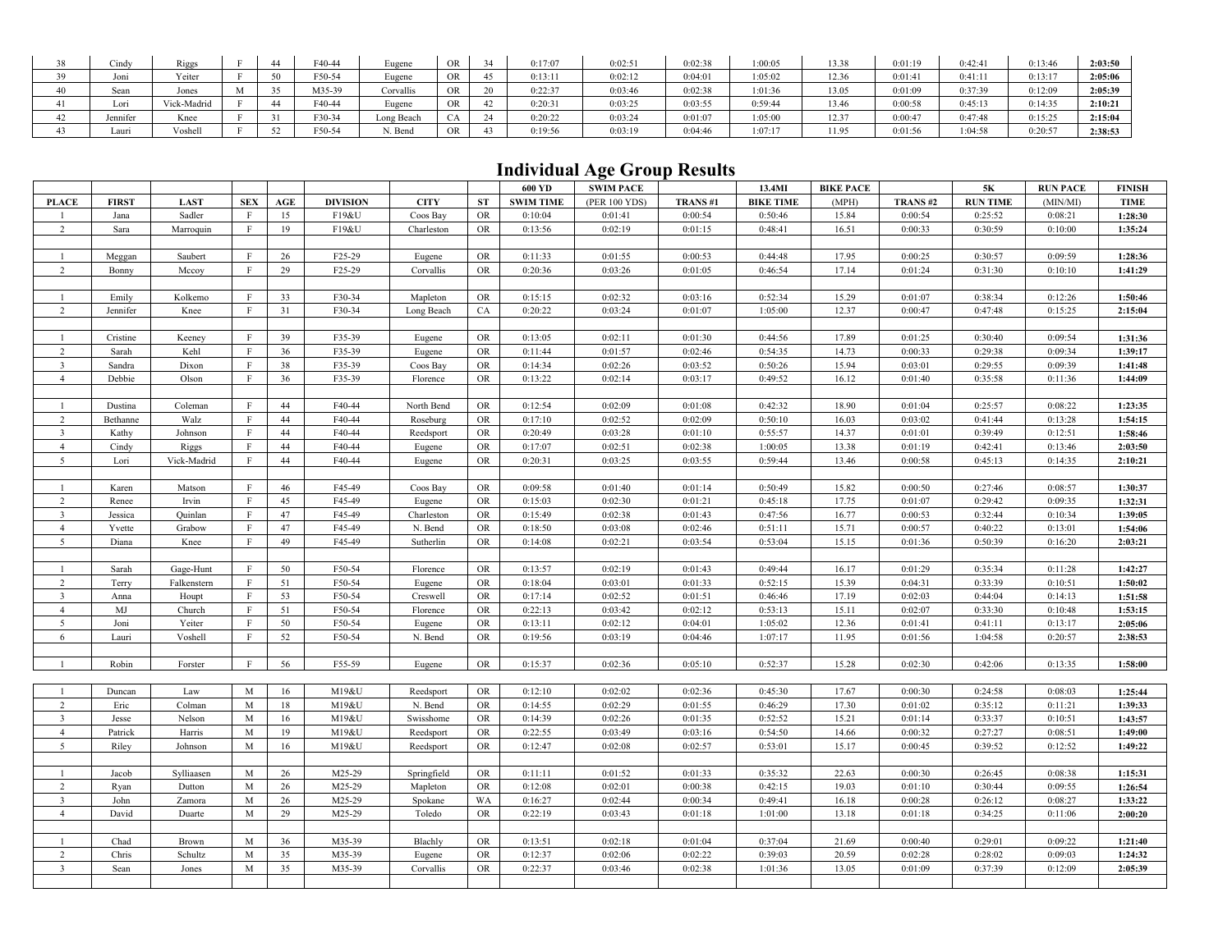| 38 | Cindy | Riggs | F | 44 | F40-44 | Eugene | OR | 34 | 0:17:07 | 0:02:51 | 0:02:38 | 1:00:05 | 13.38 | 0:01:19 | 0:42:41 | 0:13:46 | **2:03:50** |
|---|---|---|---|---|---|---|---|---|---|---|---|---|---|---|---|---|---|
| 39 | Joni | Yeiter | F | 50 | F50-54 | Eugene | OR | 45 | 0:13:11 | 0:02:12 | 0:04:01 | 1:05:02 | 12.36 | 0:01:41 | 0:41:11 | 0:13:17 | **2:05:06** |
| 40 | Sean | Jones | M | 35 | M35-39 | Corvallis | OR | 20 | 0:22:37 | 0:03:46 | 0:02:38 | 1:01:36 | 13.05 | 0:01:09 | 0:37:39 | 0:12:09 | **2:05:39** |
| 41 | Lori | Vick-Madrid | F | 44 | F40-44 | Eugene | OR | 42 | 0:20:31 | 0:03:25 | 0:03:55 | 0:59:44 | 13.46 | 0:00:58 | 0:45:13 | 0:14:35 | **2:10:21** |
| 42 | Jennifer | Knee | F | 31 | F30-34 | Long Beach | CA | 24 | 0:20:22 | 0:03:24 | 0:01:07 | 1:05:00 | 12.37 | 0:00:47 | 0:47:48 | 0:15:25 | **2:15:04** |
| 43 | Lauri | Voshell | F | 52 | F50-54 | N. Bend | OR | 43 | 0:19:56 | 0:03:19 | 0:04:46 | 1:07:17 | 11.95 | 0:01:56 | 1:04:58 | 0:20:57 | **2:38:53** |

# Individual Age Group Results

| | | | | | | | | 600 YD | SWIM PACE | | 13.4MI | BIKE PACE | | 5K | RUN PACE | FINISH |
|---|---|---|---|---|---|---|---|---|---|---|---|---|---|---|---|---|
| **PLACE** | **FIRST** | **LAST** | **SEX** | **AGE** | **DIVISION** | **CITY** | **ST** | **SWIM TIME** | (PER 100 YDS) | **TRANS #1** | **BIKE TIME** | (MPH) | **TRANS #2** | **RUN TIME** | (MIN/MI) | **TIME** |
| 1 | Jana | Sadler | F | 15 | F19&U | Coos Bay | OR | 0:10:04 | 0:01:41 | 0:00:54 | 0:50:46 | 15.84 | 0:00:54 | 0:25:52 | 0:08:21 | **1:28:30** |
| 2 | Sara | Marroquin | F | 19 | F19&U | Charleston | OR | 0:13:56 | 0:02:19 | 0:01:15 | 0:48:41 | 16.51 | 0:00:33 | 0:30:59 | 0:10:00 | **1:35:24** |
| | | | | | | | | | | | | | | | | |
| 1 | Meggan | Saubert | F | 26 | F25-29 | Eugene | OR | 0:11:33 | 0:01:55 | 0:00:53 | 0:44:48 | 17.95 | 0:00:25 | 0:30:57 | 0:09:59 | **1:28:36** |
| 2 | Bonny | Mccoy | F | 29 | F25-29 | Corvallis | OR | 0:20:36 | 0:03:26 | 0:01:05 | 0:46:54 | 17.14 | 0:01:24 | 0:31:30 | 0:10:10 | **1:41:29** |
| | | | | | | | | | | | | | | | | |
| 1 | Emily | Kolkemo | F | 33 | F30-34 | Mapleton | OR | 0:15:15 | 0:02:32 | 0:03:16 | 0:52:34 | 15.29 | 0:01:07 | 0:38:34 | 0:12:26 | **1:50:46** |
| 2 | Jennifer | Knee | F | 31 | F30-34 | Long Beach | CA | 0:20:22 | 0:03:24 | 0:01:07 | 1:05:00 | 12.37 | 0:00:47 | 0:47:48 | 0:15:25 | **2:15:04** |
| | | | | | | | | | | | | | | | | |
| 1 | Cristine | Keeney | F | 39 | F35-39 | Eugene | OR | 0:13:05 | 0:02:11 | 0:01:30 | 0:44:56 | 17.89 | 0:01:25 | 0:30:40 | 0:09:54 | **1:31:36** |
| 2 | Sarah | Kehl | F | 36 | F35-39 | Eugene | OR | 0:11:44 | 0:01:57 | 0:02:46 | 0:54:35 | 14.73 | 0:00:33 | 0:29:38 | 0:09:34 | **1:39:17** |
| 3 | Sandra | Dixon | F | 38 | F35-39 | Coos Bay | OR | 0:14:34 | 0:02:26 | 0:03:52 | 0:50:26 | 15.94 | 0:03:01 | 0:29:55 | 0:09:39 | **1:41:48** |
| 4 | Debbie | Olson | F | 36 | F35-39 | Florence | OR | 0:13:22 | 0:02:14 | 0:03:17 | 0:49:52 | 16.12 | 0:01:40 | 0:35:58 | 0:11:36 | **1:44:09** |
| | | | | | | | | | | | | | | | | |
| 1 | Dustina | Coleman | F | 44 | F40-44 | North Bend | OR | 0:12:54 | 0:02:09 | 0:01:08 | 0:42:32 | 18.90 | 0:01:04 | 0:25:57 | 0:08:22 | **1:23:35** |
| 2 | Bethanne | Walz | F | 44 | F40-44 | Roseburg | OR | 0:17:10 | 0:02:52 | 0:02:09 | 0:50:10 | 16.03 | 0:03:02 | 0:41:44 | 0:13:28 | **1:54:15** |
| 3 | Kathy | Johnson | F | 44 | F40-44 | Reedsport | OR | 0:20:49 | 0:03:28 | 0:01:10 | 0:55:57 | 14.37 | 0:01:01 | 0:39:49 | 0:12:51 | **1:58:46** |
| 4 | Cindy | Riggs | F | 44 | F40-44 | Eugene | OR | 0:17:07 | 0:02:51 | 0:02:38 | 1:00:05 | 13.38 | 0:01:19 | 0:42:41 | 0:13:46 | **2:03:50** |
| 5 | Lori | Vick-Madrid | F | 44 | F40-44 | Eugene | OR | 0:20:31 | 0:03:25 | 0:03:55 | 0:59:44 | 13.46 | 0:00:58 | 0:45:13 | 0:14:35 | **2:10:21** |
| | | | | | | | | | | | | | | | | |
| 1 | Karen | Matson | F | 46 | F45-49 | Coos Bay | OR | 0:09:58 | 0:01:40 | 0:01:14 | 0:50:49 | 15.82 | 0:00:50 | 0:27:46 | 0:08:57 | **1:30:37** |
| 2 | Renee | Irvin | F | 45 | F45-49 | Eugene | OR | 0:15:03 | 0:02:30 | 0:01:21 | 0:45:18 | 17.75 | 0:01:07 | 0:29:42 | 0:09:35 | **1:32:31** |
| 3 | Jessica | Quinlan | F | 47 | F45-49 | Charleston | OR | 0:15:49 | 0:02:38 | 0:01:43 | 0:47:56 | 16.77 | 0:00:53 | 0:32:44 | 0:10:34 | **1:39:05** |
| 4 | Yvette | Grabow | F | 47 | F45-49 | N. Bend | OR | 0:18:50 | 0:03:08 | 0:02:46 | 0:51:11 | 15.71 | 0:00:57 | 0:40:22 | 0:13:01 | **1:54:06** |
| 5 | Diana | Knee | F | 49 | F45-49 | Sutherlin | OR | 0:14:08 | 0:02:21 | 0:03:54 | 0:53:04 | 15.15 | 0:01:36 | 0:50:39 | 0:16:20 | **2:03:21** |
| | | | | | | | | | | | | | | | | |
| 1 | Sarah | Gage-Hunt | F | 50 | F50-54 | Florence | OR | 0:13:57 | 0:02:19 | 0:01:43 | 0:49:44 | 16.17 | 0:01:29 | 0:35:34 | 0:11:28 | **1:42:27** |
| 2 | Terry | Falkenstern | F | 51 | F50-54 | Eugene | OR | 0:18:04 | 0:03:01 | 0:01:33 | 0:52:15 | 15.39 | 0:04:31 | 0:33:39 | 0:10:51 | **1:50:02** |
| 3 | Anna | Houpt | F | 53 | F50-54 | Creswell | OR | 0:17:14 | 0:02:52 | 0:01:51 | 0:46:46 | 17.19 | 0:02:03 | 0:44:04 | 0:14:13 | **1:51:58** |
| 4 | MJ | Church | F | 51 | F50-54 | Florence | OR | 0:22:13 | 0:03:42 | 0:02:12 | 0:53:13 | 15.11 | 0:02:07 | 0:33:30 | 0:10:48 | **1:53:15** |
| 5 | Joni | Yeiter | F | 50 | F50-54 | Eugene | OR | 0:13:11 | 0:02:12 | 0:04:01 | 1:05:02 | 12.36 | 0:01:41 | 0:41:11 | 0:13:17 | **2:05:06** |
| 6 | Lauri | Voshell | F | 52 | F50-54 | N. Bend | OR | 0:19:56 | 0:03:19 | 0:04:46 | 1:07:17 | 11.95 | 0:01:56 | 1:04:58 | 0:20:57 | **2:38:53** |
| | | | | | | | | | | | | | | | | |
| 1 | Robin | Forster | F | 56 | F55-59 | Eugene | OR | 0:15:37 | 0:02:36 | 0:05:10 | 0:52:37 | 15.28 | 0:02:30 | 0:42:06 | 0:13:35 | **1:58:00** |
| | | | | | | | | | | | | | | | | |
| 1 | Duncan | Law | M | 16 | M19&U | Reedsport | OR | 0:12:10 | 0:02:02 | 0:02:36 | 0:45:30 | 17.67 | 0:00:30 | 0:24:58 | 0:08:03 | **1:25:44** |
| 2 | Eric | Colman | M | 18 | M19&U | N. Bend | OR | 0:14:55 | 0:02:29 | 0:01:55 | 0:46:29 | 17.30 | 0:01:02 | 0:35:12 | 0:11:21 | **1:39:33** |
| 3 | Jesse | Nelson | M | 16 | M19&U | Swisshome | OR | 0:14:39 | 0:02:26 | 0:01:35 | 0:52:52 | 15.21 | 0:01:14 | 0:33:37 | 0:10:51 | **1:43:57** |
| 4 | Patrick | Harris | M | 19 | M19&U | Reedsport | OR | 0:22:55 | 0:03:49 | 0:03:16 | 0:54:50 | 14.66 | 0:00:32 | 0:27:27 | 0:08:51 | **1:49:00** |
| 5 | Riley | Johnson | M | 16 | M19&U | Reedsport | OR | 0:12:47 | 0:02:08 | 0:02:57 | 0:53:01 | 15.17 | 0:00:45 | 0:39:52 | 0:12:52 | **1:49:22** |
| | | | | | | | | | | | | | | | | |
| 1 | Jacob | Sylliaasen | M | 26 | M25-29 | Springfield | OR | 0:11:11 | 0:01:52 | 0:01:33 | 0:35:32 | 22.63 | 0:00:30 | 0:26:45 | 0:08:38 | **1:15:31** |
| 2 | Ryan | Dutton | M | 26 | M25-29 | Mapleton | OR | 0:12:08 | 0:02:01 | 0:00:38 | 0:42:15 | 19.03 | 0:01:10 | 0:30:44 | 0:09:55 | **1:26:54** |
| 3 | John | Zamora | M | 26 | M25-29 | Spokane | WA | 0:16:27 | 0:02:44 | 0:00:34 | 0:49:41 | 16.18 | 0:00:28 | 0:26:12 | 0:08:27 | **1:33:22** |
| 4 | David | Duarte | M | 29 | M25-29 | Toledo | OR | 0:22:19 | 0:03:43 | 0:01:18 | 1:01:00 | 13.18 | 0:01:18 | 0:34:25 | 0:11:06 | **2:00:20** |
| | | | | | | | | | | | | | | | | |
| 1 | Chad | Brown | M | 36 | M35-39 | Blachly | OR | 0:13:51 | 0:02:18 | 0:01:04 | 0:37:04 | 21.69 | 0:00:40 | 0:29:01 | 0:09:22 | **1:21:40** |
| 2 | Chris | Schultz | M | 35 | M35-39 | Eugene | OR | 0:12:37 | 0:02:06 | 0:02:22 | 0:39:03 | 20.59 | 0:02:28 | 0:28:02 | 0:09:03 | **1:24:32** |
| 3 | Sean | Jones | M | 35 | M35-39 | Corvallis | OR | 0:22:37 | 0:03:46 | 0:02:38 | 1:01:36 | 13.05 | 0:01:09 | 0:37:39 | 0:12:09 | **2:05:39** |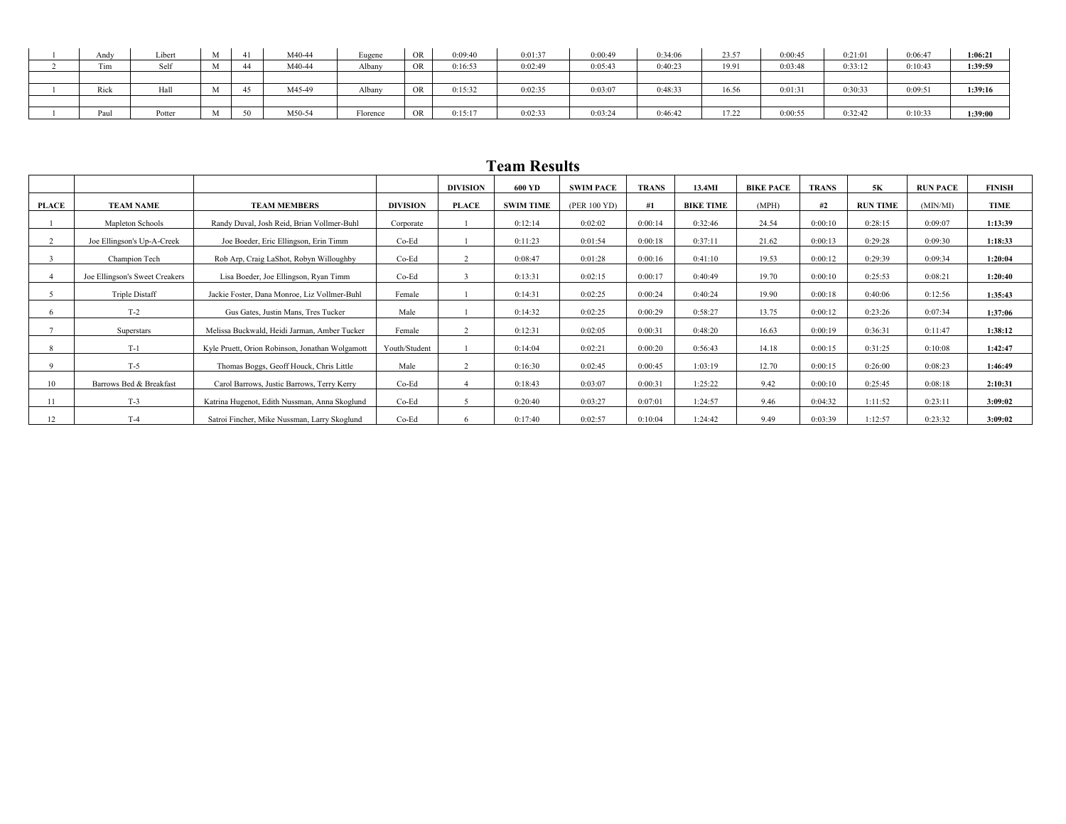| | | | | | | | | | | | | | | | | |
|---|---|---|---|---|---|---|---|---|---|---|---|---|---|---|---|---|
| 1 | Andy | Libert | M | 41 | M40-44 | Eugene | OR | 0:09:40 | 0:01:37 | 0:00:49 | 0:34:06 | 23.57 | 0:00:45 | 0:21:01 | 0:06:47 | **1:06:21** |
| 2 | Tim | Self | M | 44 | M40-44 | Albany | OR | 0:16:53 | 0:02:49 | 0:05:43 | 0:40:23 | 19.91 | 0:03:48 | 0:33:12 | 0:10:43 | **1:39:59** |
| | | | | | | | | | | | | | | | | |
| 1 | Rick | Hall | M | 45 | M45-49 | Albany | OR | 0:15:32 | 0:02:35 | 0:03:07 | 0:48:33 | 16.56 | 0:01:31 | 0:30:33 | 0:09:51 | **1:39:16** |
| | | | | | | | | | | | | | | | | |
| 1 | Paul | Potter | M | 50 | M50-54 | Florence | OR | 0:15:17 | 0:02:33 | 0:03:24 | 0:46:42 | 17.22 | 0:00:55 | 0:32:42 | 0:10:33 | **1:39:00** |

# Team Results

| PLACE | TEAM NAME | TEAM MEMBERS | DIVISION | DIVISION PLACE | 600 YD SWIM TIME | SWIM PACE (PER 100 YD) | TRANS #1 | 13.4MI BIKE TIME | BIKE PACE (MPH) | TRANS #2 | 5K RUN TIME | RUN PACE (MIN/MI) | FINISH TIME |
|---|---|---|---|---|---|---|---|---|---|---|---|---|---|
| 1 | Mapleton Schools | Randy Duval, Josh Reid, Brian Vollmer-Buhl | Corporate | 1 | 0:12:14 | 0:02:02 | 0:00:14 | 0:32:46 | 24.54 | 0:00:10 | 0:28:15 | 0:09:07 | **1:13:39** |
| 2 | Joe Ellingson's Up-A-Creek | Joe Boeder, Eric Ellingson, Erin Timm | Co-Ed | 1 | 0:11:23 | 0:01:54 | 0:00:18 | 0:37:11 | 21.62 | 0:00:13 | 0:29:28 | 0:09:30 | **1:18:33** |
| 3 | Champion Tech | Rob Arp, Craig LaShot, Robyn Willoughby | Co-Ed | 2 | 0:08:47 | 0:01:28 | 0:00:16 | 0:41:10 | 19.53 | 0:00:12 | 0:29:39 | 0:09:34 | **1:20:04** |
| 4 | Joe Ellingson's Sweet Creakers | Lisa Boeder, Joe Ellingson, Ryan Timm | Co-Ed | 3 | 0:13:31 | 0:02:15 | 0:00:17 | 0:40:49 | 19.70 | 0:00:10 | 0:25:53 | 0:08:21 | **1:20:40** |
| 5 | Triple Distaff | Jackie Foster, Dana Monroe, Liz Vollmer-Buhl | Female | 1 | 0:14:31 | 0:02:25 | 0:00:24 | 0:40:24 | 19.90 | 0:00:18 | 0:40:06 | 0:12:56 | **1:35:43** |
| 6 | T-2 | Gus Gates, Justin Mans, Tres Tucker | Male | 1 | 0:14:32 | 0:02:25 | 0:00:29 | 0:58:27 | 13.75 | 0:00:12 | 0:23:26 | 0:07:34 | **1:37:06** |
| 7 | Superstars | Melissa Buckwald, Heidi Jarman, Amber Tucker | Female | 2 | 0:12:31 | 0:02:05 | 0:00:31 | 0:48:20 | 16.63 | 0:00:19 | 0:36:31 | 0:11:47 | **1:38:12** |
| 8 | T-1 | Kyle Pruett, Orion Robinson, Jonathan Wolgamott | Youth/Student | 1 | 0:14:04 | 0:02:21 | 0:00:20 | 0:56:43 | 14.18 | 0:00:15 | 0:31:25 | 0:10:08 | **1:42:47** |
| 9 | T-5 | Thomas Boggs, Geoff Houck, Chris Little | Male | 2 | 0:16:30 | 0:02:45 | 0:00:45 | 1:03:19 | 12.70 | 0:00:15 | 0:26:00 | 0:08:23 | **1:46:49** |
| 10 | Barrows Bed & Breakfast | Carol Barrows, Justic Barrows, Terry Kerry | Co-Ed | 4 | 0:18:43 | 0:03:07 | 0:00:31 | 1:25:22 | 9.42 | 0:00:10 | 0:25:45 | 0:08:18 | **2:10:31** |
| 11 | T-3 | Katrina Hugenot, Edith Nussman, Anna Skoglund | Co-Ed | 5 | 0:20:40 | 0:03:27 | 0:07:01 | 1:24:57 | 9.46 | 0:04:32 | 1:11:52 | 0:23:11 | **3:09:02** |
| 12 | T-4 | Satroi Fincher, Mike Nussman, Larry Skoglund | Co-Ed | 6 | 0:17:40 | 0:02:57 | 0:10:04 | 1:24:42 | 9.49 | 0:03:39 | 1:12:57 | 0:23:32 | **3:09:02** |